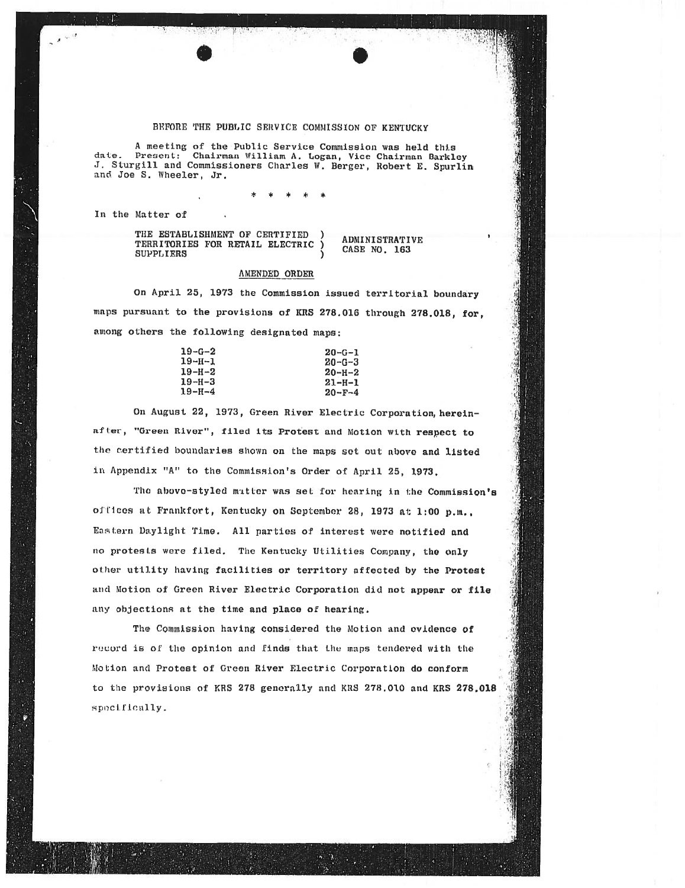BEFORE THE PUBLIC SERVICE COMMISSION OF KENTUCKY

A meeting of the Public Service Commission was held this date. Present: Chairman William A. Logan, Vice Chairman Barkley J. Sturgill and Commissioners Charles W. Berger, Robert E. Spurlin and Joe S. Wheeler, Jr.

\* \* \* \* \*

In the Matter of

THE ESTABLISHMENT OF CERTIFIED TERRITORIES FOR RETAIL ELECTRIC SUPPLIERS ) ADMINISTRATIVE CASE NO. 163

AMENDED ORDER

On April 25, 1973 the Commission issued territorial boundary maps pursuant to the provisions of KRS 278.016 through 278.018, for, among others the following designated maps:

| | |
|---|---|
| 19-G-2 | 20-G-1 |
| 19-H-1 | 20-G-3 |
| 19-H-2 | 20-H-2 |
| 19-H-3 | 21-H-1 |
| 19-H-4 | 20-F-4 |

On August 22, 1973, Green River Electric Corporation, hereinafter, "Green River", filed its Protest and Motion with respect to the certified boundaries shown on the maps set out above and listed in Appendix "A" to the Commission's Order of April 25, 1973.

The above-styled matter was set for hearing in the Commission's offices at Frankfort, Kentucky on September 28, 1973 at 1:00 p.m., Eastern Daylight Time. All parties of interest were notified and no protests were filed. The Kentucky Utilities Company, the only other utility having facilities or territory affected by the Protest and Motion of Green River Electric Corporation did not appear or file any objections at the time and place of hearing.

The Commission having considered the Motion and evidence of record is of the opinion and finds that the maps tendered with the Motion and Protest of Green River Electric Corporation do conform to the provisions of KRS 278 generally and KRS 278.010 and KRS 278.018 specifically.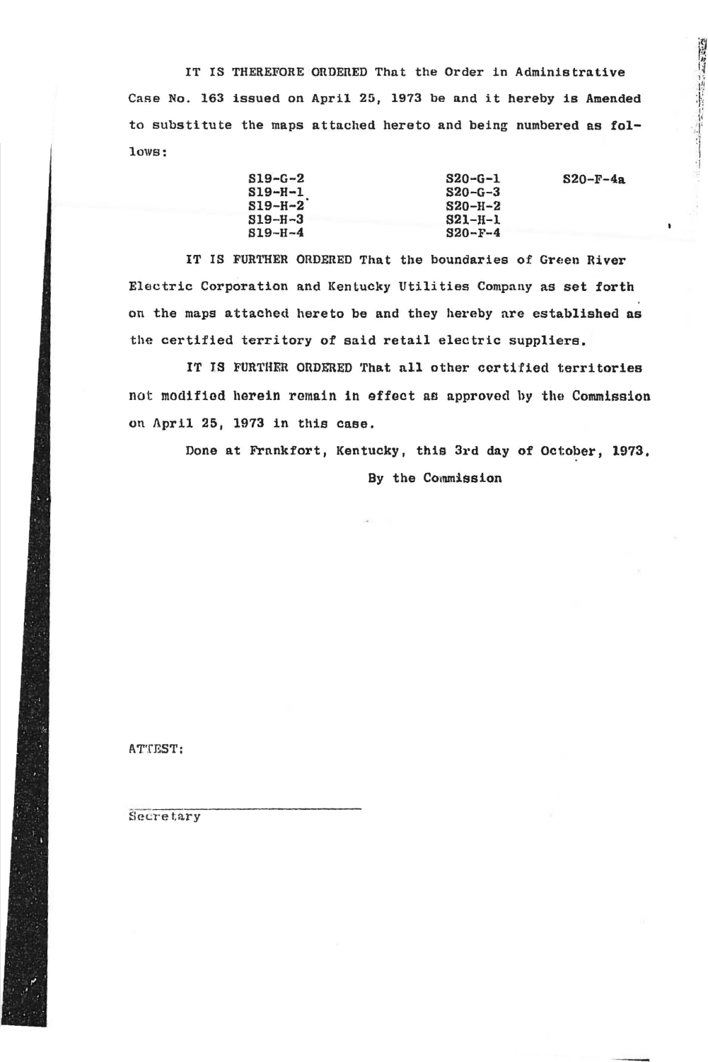IT IS THEREFORE ORDERED That the Order in Administrative Case No. 163 issued on April 25, 1973 be and it hereby is Amended to substitute the maps attached hereto and being numbered as follows:

| | | |
|---|---|---|
| S19-G-2 | S20-G-1 | S20-F-4a |
| S19-H-1 | S20-G-3 | |
| S19-H-2 | S20-H-2 | |
| S19-H-3 | S21-H-1 | |
| S19-H-4 | S20-F-4 | |

IT IS FURTHER ORDERED That the boundaries of Green River Electric Corporation and Kentucky Utilities Company as set forth on the maps attached hereto be and they hereby are established as the certified territory of said retail electric suppliers.

IT IS FURTHER ORDERED That all other certified territories not modified herein remain in effect as approved by the Commission on April 25, 1973 in this case.

Done at Frankfort, Kentucky, this 3rd day of October, 1973.

By the Commission

ATTEST:

Secretary